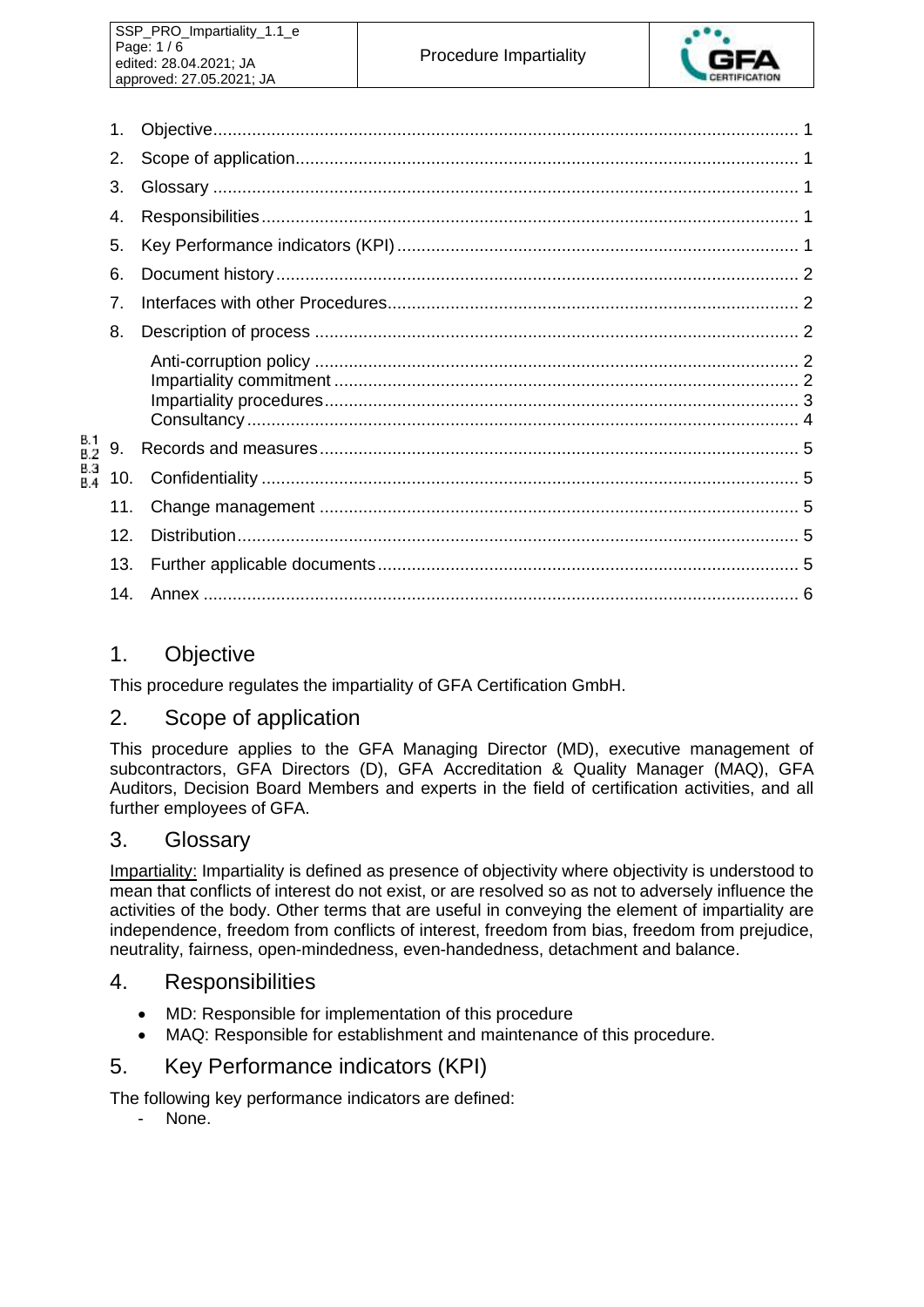1. Objective ................................................................................................................ 1
2. Scope of application ............................................................................................... 1
3. Glossary ................................................................................................................ 1
4. Responsibilities ...................................................................................................... 1
5. Key Performance indicators (KPI) .......................................................................... 1
6. Document history .................................................................................................... 2
7. Interfaces with other Procedures ............................................................................. 2
8. Description of process ............................................................................................ 2
   - Anti-corruption policy ........................................................................................... 2
   - Impartiality commitment ...................................................................................... 2
   - Impartiality procedures ........................................................................................ 3
   - Consultancy ......................................................................................................... 4
9. Records and measures ........................................................................................... 5
10. Confidentiality ....................................................................................................... 5
11. Change management ........................................................................................... 5
12. Distribution ........................................................................................................... 5
13. Further applicable documents .............................................................................. 5
14. Annex ................................................................................................................... 6

# 1. Objective

This procedure regulates the impartiality of GFA Certification GmbH.

# 2. Scope of application

This procedure applies to the GFA Managing Director (MD), executive management of subcontractors, GFA Directors (D), GFA Accreditation & Quality Manager (MAQ), GFA Auditors, Decision Board Members and experts in the field of certification activities, and all further employees of GFA.

# 3. Glossary

<u>Impartiality:</u> Impartiality is defined as presence of objectivity where objectivity is understood to mean that conflicts of interest do not exist, or are resolved so as not to adversely influence the activities of the body. Other terms that are useful in conveying the element of impartiality are independence, freedom from conflicts of interest, freedom from bias, freedom from prejudice, neutrality, fairness, open-mindedness, even-handedness, detachment and balance.

# 4. Responsibilities

- MD: Responsible for implementation of this procedure
- MAQ: Responsible for establishment and maintenance of this procedure.

# 5. Key Performance indicators (KPI)

The following key performance indicators are defined:

- None.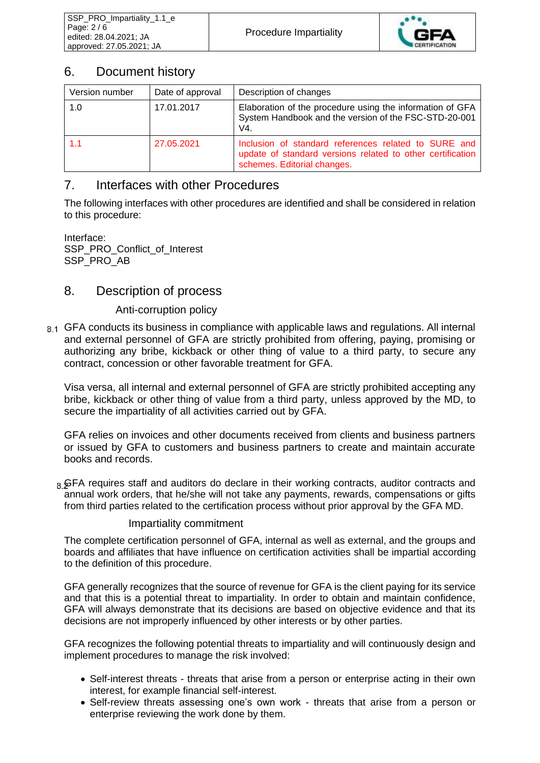## 6. Document history

| Version number | Date of approval | Description of changes |
|---|---|---|
| 1.0 | 17.01.2017 | Elaboration of the procedure using the information of GFA System Handbook and the version of the FSC-STD-20-001 V4. |
| 1.1 | 27.05.2021 | Inclusion of standard references related to SURE and update of standard versions related to other certification schemes. Editorial changes. |

## 7. Interfaces with other Procedures

The following interfaces with other procedures are identified and shall be considered in relation to this procedure:

Interface:
SSP_PRO_Conflict_of_Interest
SSP_PRO_AB

## 8. Description of process

### 8.1 Anti-corruption policy

GFA conducts its business in compliance with applicable laws and regulations. All internal and external personnel of GFA are strictly prohibited from offering, paying, promising or authorizing any bribe, kickback or other thing of value to a third party, to secure any contract, concession or other favorable treatment for GFA.

Visa versa, all internal and external personnel of GFA are strictly prohibited accepting any bribe, kickback or other thing of value from a third party, unless approved by the MD, to secure the impartiality of all activities carried out by GFA.

GFA relies on invoices and other documents received from clients and business partners or issued by GFA to customers and business partners to create and maintain accurate books and records.

GFA requires staff and auditors do declare in their working contracts, auditor contracts and annual work orders, that he/she will not take any payments, rewards, compensations or gifts from third parties related to the certification process without prior approval by the GFA MD.

### 8.2 Impartiality commitment

The complete certification personnel of GFA, internal as well as external, and the groups and boards and affiliates that have influence on certification activities shall be impartial according to the definition of this procedure.

GFA generally recognizes that the source of revenue for GFA is the client paying for its service and that this is a potential threat to impartiality. In order to obtain and maintain confidence, GFA will always demonstrate that its decisions are based on objective evidence and that its decisions are not improperly influenced by other interests or by other parties.

GFA recognizes the following potential threats to impartiality and will continuously design and implement procedures to manage the risk involved:

- Self-interest threats - threats that arise from a person or enterprise acting in their own interest, for example financial self-interest.
- Self-review threats assessing one's own work - threats that arise from a person or enterprise reviewing the work done by them.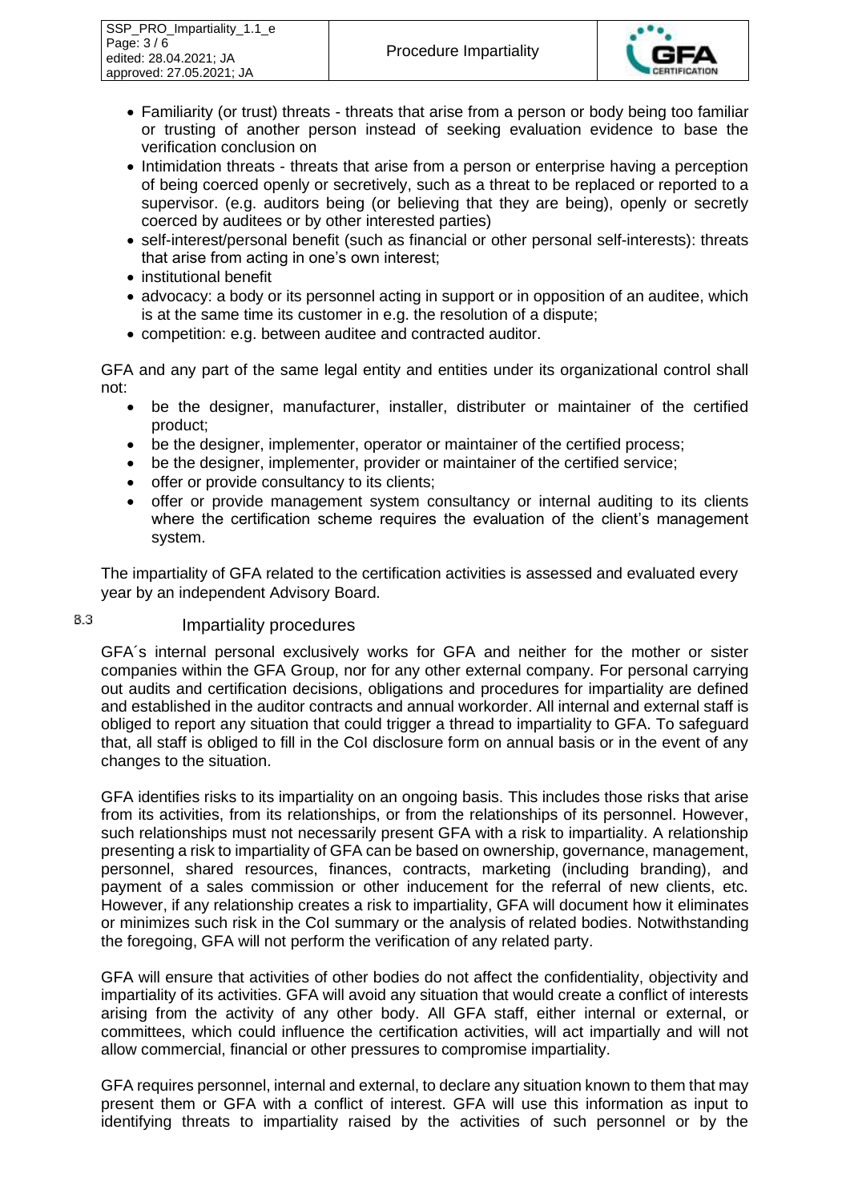- Familiarity (or trust) threats - threats that arise from a person or body being too familiar or trusting of another person instead of seeking evaluation evidence to base the verification conclusion on
- Intimidation threats - threats that arise from a person or enterprise having a perception of being coerced openly or secretively, such as a threat to be replaced or reported to a supervisor. (e.g. auditors being (or believing that they are being), openly or secretly coerced by auditees or by other interested parties)
- self-interest/personal benefit (such as financial or other personal self-interests): threats that arise from acting in one's own interest;
- institutional benefit
- advocacy: a body or its personnel acting in support or in opposition of an auditee, which is at the same time its customer in e.g. the resolution of a dispute;
- competition: e.g. between auditee and contracted auditor.

GFA and any part of the same legal entity and entities under its organizational control shall not:

- be the designer, manufacturer, installer, distributer or maintainer of the certified product;
- be the designer, implementer, operator or maintainer of the certified process;
- be the designer, implementer, provider or maintainer of the certified service;
- offer or provide consultancy to its clients;
- offer or provide management system consultancy or internal auditing to its clients where the certification scheme requires the evaluation of the client's management system.

The impartiality of GFA related to the certification activities is assessed and evaluated every year by an independent Advisory Board.

## 8.3 Impartiality procedures

GFA´s internal personal exclusively works for GFA and neither for the mother or sister companies within the GFA Group, nor for any other external company. For personal carrying out audits and certification decisions, obligations and procedures for impartiality are defined and established in the auditor contracts and annual workorder. All internal and external staff is obliged to report any situation that could trigger a thread to impartiality to GFA. To safeguard that, all staff is obliged to fill in the CoI disclosure form on annual basis or in the event of any changes to the situation.

GFA identifies risks to its impartiality on an ongoing basis. This includes those risks that arise from its activities, from its relationships, or from the relationships of its personnel. However, such relationships must not necessarily present GFA with a risk to impartiality. A relationship presenting a risk to impartiality of GFA can be based on ownership, governance, management, personnel, shared resources, finances, contracts, marketing (including branding), and payment of a sales commission or other inducement for the referral of new clients, etc. However, if any relationship creates a risk to impartiality, GFA will document how it eliminates or minimizes such risk in the CoI summary or the analysis of related bodies. Notwithstanding the foregoing, GFA will not perform the verification of any related party.

GFA will ensure that activities of other bodies do not affect the confidentiality, objectivity and impartiality of its activities. GFA will avoid any situation that would create a conflict of interests arising from the activity of any other body. All GFA staff, either internal or external, or committees, which could influence the certification activities, will act impartially and will not allow commercial, financial or other pressures to compromise impartiality.

GFA requires personnel, internal and external, to declare any situation known to them that may present them or GFA with a conflict of interest. GFA will use this information as input to identifying threats to impartiality raised by the activities of such personnel or by the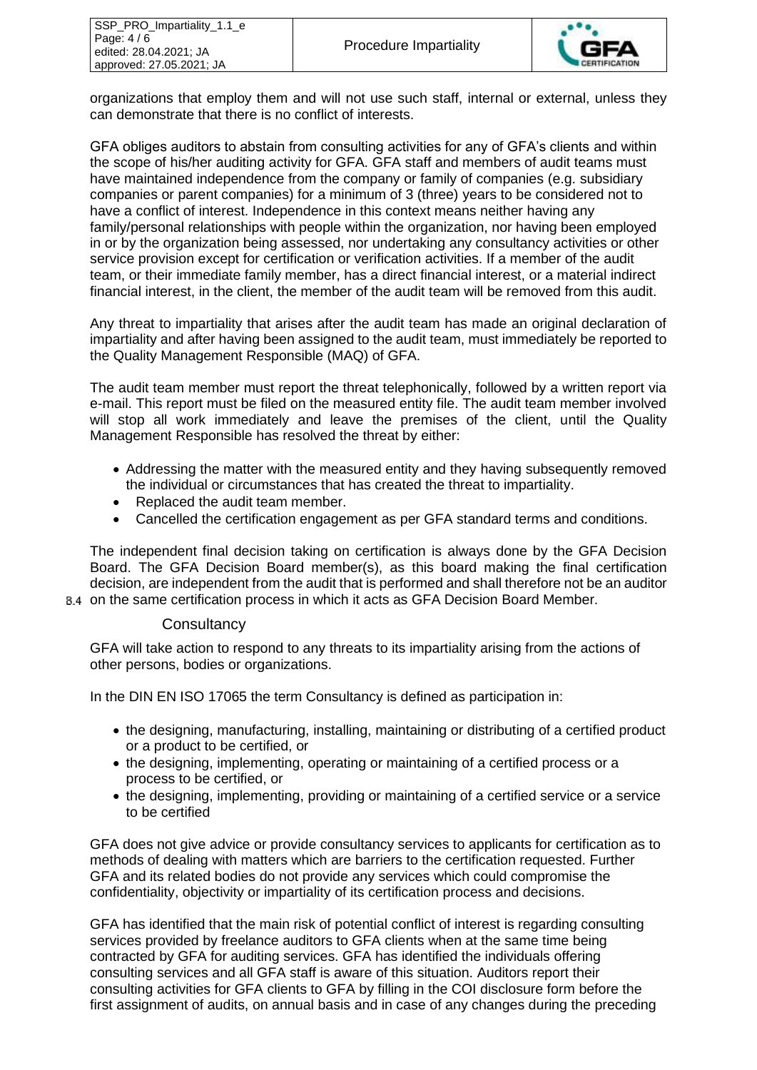organizations that employ them and will not use such staff, internal or external, unless they can demonstrate that there is no conflict of interests.

GFA obliges auditors to abstain from consulting activities for any of GFA's clients and within the scope of his/her auditing activity for GFA. GFA staff and members of audit teams must have maintained independence from the company or family of companies (e.g. subsidiary companies or parent companies) for a minimum of 3 (three) years to be considered not to have a conflict of interest. Independence in this context means neither having any family/personal relationships with people within the organization, nor having been employed in or by the organization being assessed, nor undertaking any consultancy activities or other service provision except for certification or verification activities. If a member of the audit team, or their immediate family member, has a direct financial interest, or a material indirect financial interest, in the client, the member of the audit team will be removed from this audit.

Any threat to impartiality that arises after the audit team has made an original declaration of impartiality and after having been assigned to the audit team, must immediately be reported to the Quality Management Responsible (MAQ) of GFA.

The audit team member must report the threat telephonically, followed by a written report via e-mail. This report must be filed on the measured entity file. The audit team member involved will stop all work immediately and leave the premises of the client, until the Quality Management Responsible has resolved the threat by either:

- Addressing the matter with the measured entity and they having subsequently removed the individual or circumstances that has created the threat to impartiality.
- Replaced the audit team member.
- Cancelled the certification engagement as per GFA standard terms and conditions.

The independent final decision taking on certification is always done by the GFA Decision Board. The GFA Decision Board member(s), as this board making the final certification decision, are independent from the audit that is performed and shall therefore not be an auditor on the same certification process in which it acts as GFA Decision Board Member.

## 8.4 Consultancy

GFA will take action to respond to any threats to its impartiality arising from the actions of other persons, bodies or organizations.

In the DIN EN ISO 17065 the term Consultancy is defined as participation in:

- the designing, manufacturing, installing, maintaining or distributing of a certified product or a product to be certified, or
- the designing, implementing, operating or maintaining of a certified process or a process to be certified, or
- the designing, implementing, providing or maintaining of a certified service or a service to be certified

GFA does not give advice or provide consultancy services to applicants for certification as to methods of dealing with matters which are barriers to the certification requested. Further GFA and its related bodies do not provide any services which could compromise the confidentiality, objectivity or impartiality of its certification process and decisions.

GFA has identified that the main risk of potential conflict of interest is regarding consulting services provided by freelance auditors to GFA clients when at the same time being contracted by GFA for auditing services. GFA has identified the individuals offering consulting services and all GFA staff is aware of this situation. Auditors report their consulting activities for GFA clients to GFA by filling in the COI disclosure form before the first assignment of audits, on annual basis and in case of any changes during the preceding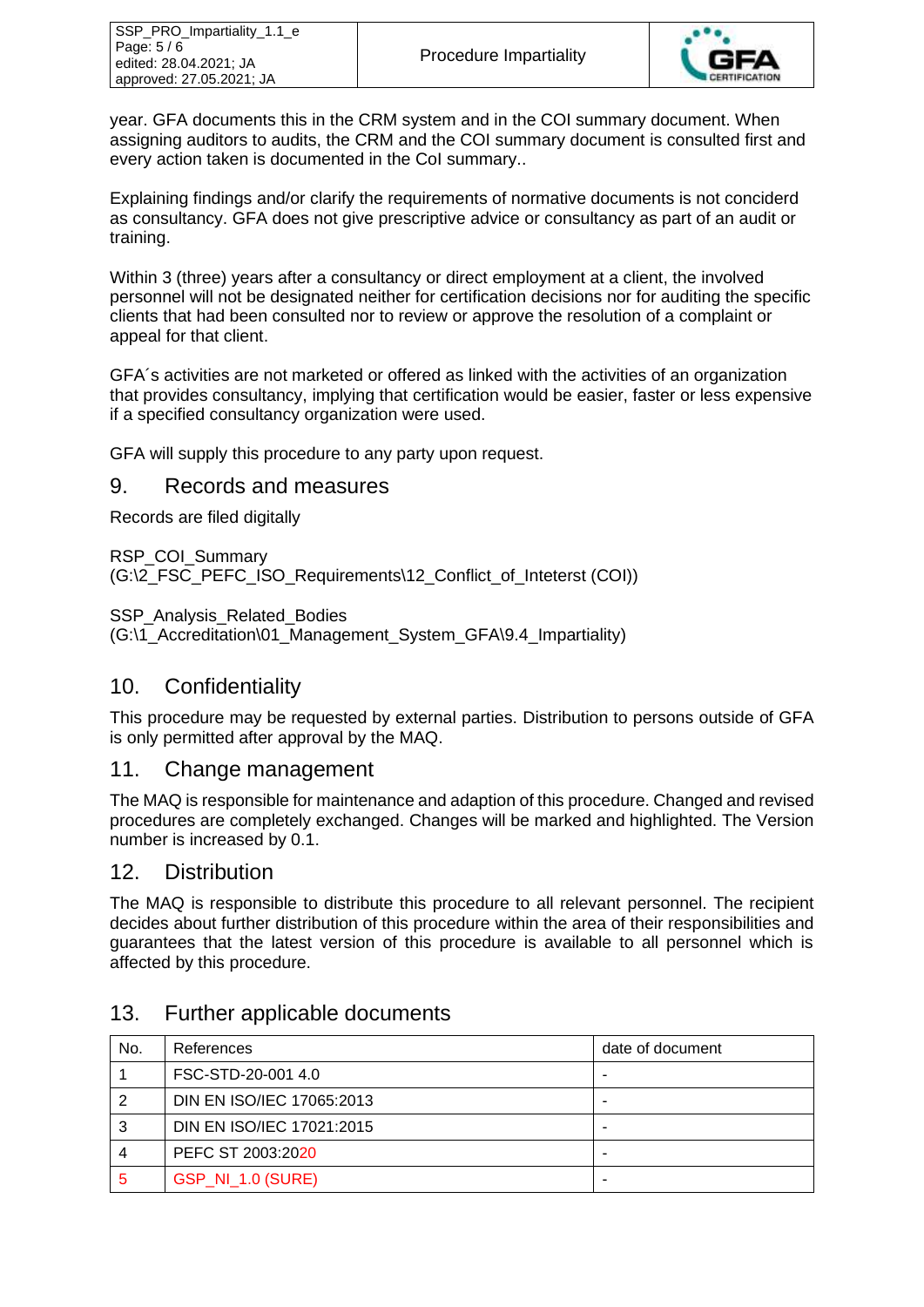year. GFA documents this in the CRM system and in the COI summary document. When assigning auditors to audits, the CRM and the COI summary document is consulted first and every action taken is documented in the CoI summary..

Explaining findings and/or clarify the requirements of normative documents is not concidered as consultancy. GFA does not give prescriptive advice or consultancy as part of an audit or training.

Within 3 (three) years after a consultancy or direct employment at a client, the involved personnel will not be designated neither for certification decisions nor for auditing the specific clients that had been consulted nor to review or approve the resolution of a complaint or appeal for that client.

GFA´s activities are not marketed or offered as linked with the activities of an organization that provides consultancy, implying that certification would be easier, faster or less expensive if a specified consultancy organization were used.

GFA will supply this procedure to any party upon request.

## 9. Records and measures

Records are filed digitally

RSP_COI_Summary
(G:\2_FSC_PEFC_ISO_Requirements\12_Conflict_of_Inteterst (COI))

SSP_Analysis_Related_Bodies
(G:\1_Accreditation\01_Management_System_GFA\9.4_Impartiality)

## 10. Confidentiality

This procedure may be requested by external parties. Distribution to persons outside of GFA is only permitted after approval by the MAQ.

## 11. Change management

The MAQ is responsible for maintenance and adaption of this procedure. Changed and revised procedures are completely exchanged. Changes will be marked and highlighted. The Version number is increased by 0.1.

## 12. Distribution

The MAQ is responsible to distribute this procedure to all relevant personnel. The recipient decides about further distribution of this procedure within the area of their responsibilities and guarantees that the latest version of this procedure is available to all personnel which is affected by this procedure.

## 13. Further applicable documents

| No. | References | date of document |
|---|---|---|
| 1 | FSC-STD-20-001 4.0 | - |
| 2 | DIN EN ISO/IEC 17065:2013 | - |
| 3 | DIN EN ISO/IEC 17021:2015 | - |
| 4 | PEFC ST 2003:2020 | - |
| 5 | GSP_NI_1.0 (SURE) | - |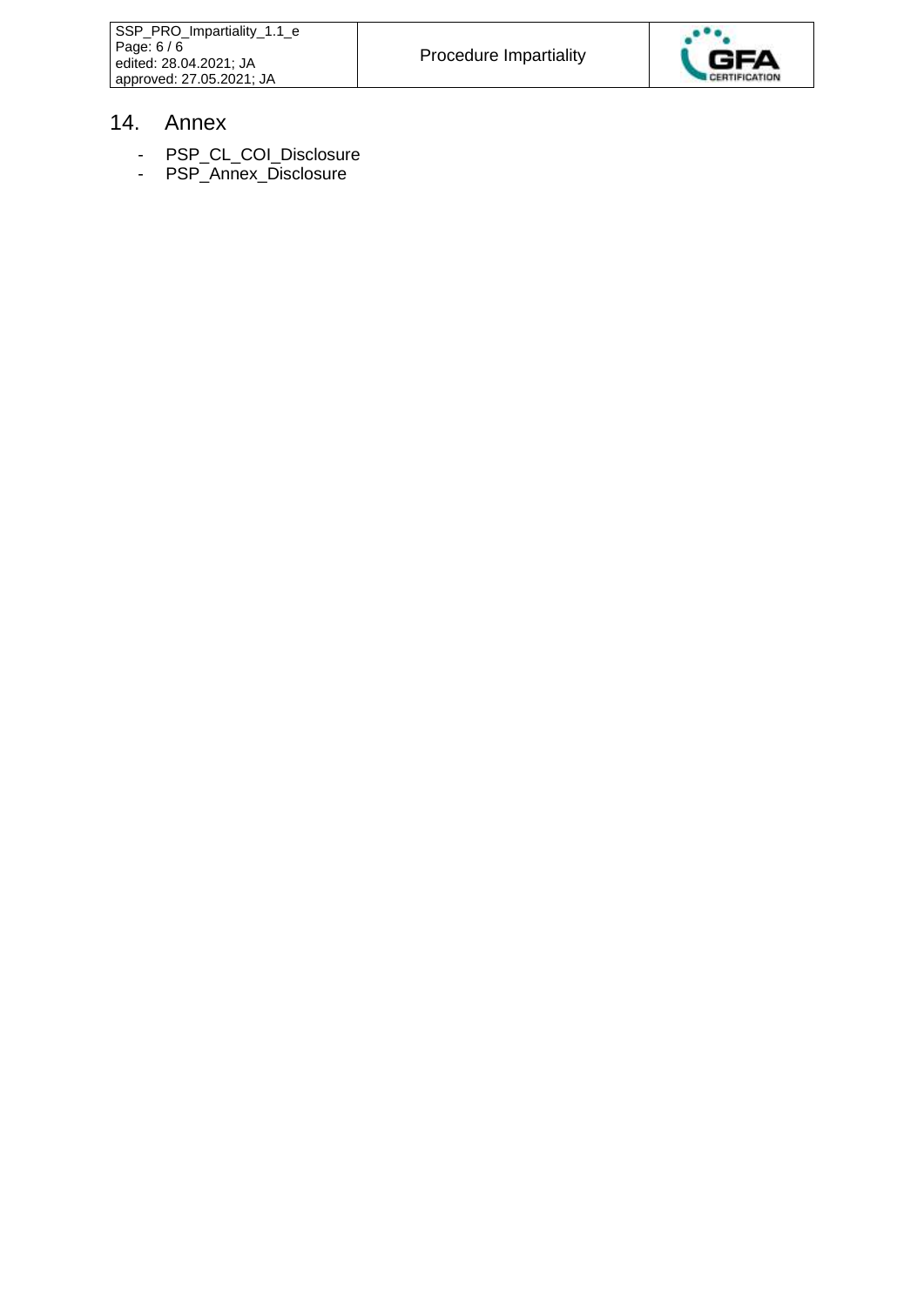## 14. Annex

- PSP_CL_COI_Disclosure
- PSP_Annex_Disclosure